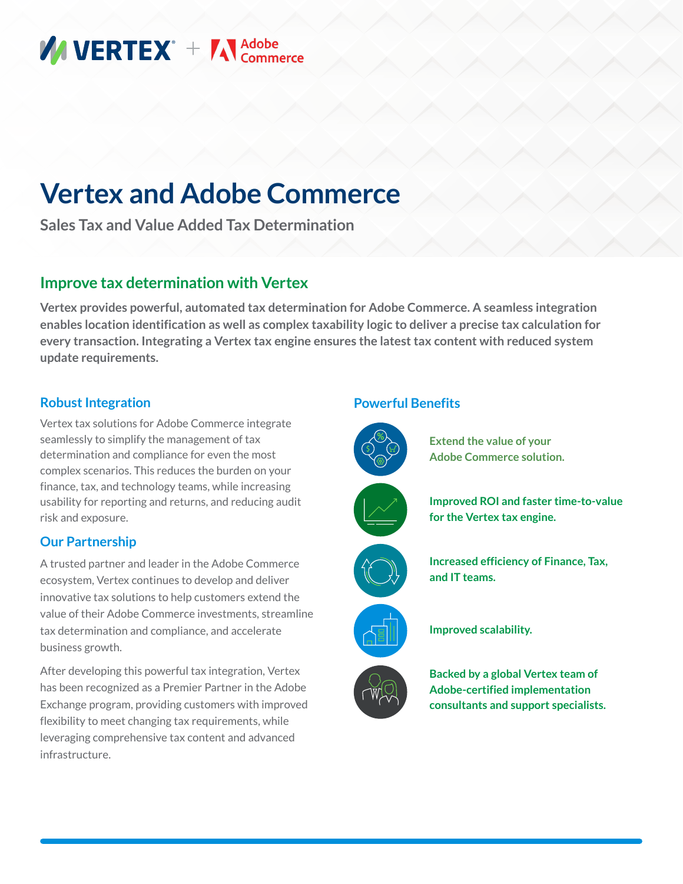# Vertex and Adobe Commerce

Sales Tax and Value Added Tax Determination

## Improve tax determination with Vertex

**Vertex provides powerful, automated tax determination for Adobe Commerce. A seamless integration enables location identification as well as complex taxability logic to deliver a precise tax calculation for every transaction. Integrating a Vertex tax engine ensures the latest tax content with reduced system update requirements.**

### Robust Integration

Vertex tax solutions for Adobe Commerce integrate seamlessly to simplify the management of tax determination and compliance for even the most complex scenarios. This reduces the burden on your finance, tax, and technology teams, while increasing usability for reporting and returns, and reducing audit risk and exposure.

### Our Partnership

A trusted partner and leader in the Adobe Commerce ecosystem, Vertex continues to develop and deliver innovative tax solutions to help customers extend the value of their Adobe Commerce investments, streamline tax determination and compliance, and accelerate business growth.

After developing this powerful tax integration, Vertex has been recognized as a Premier Partner in the Adobe Exchange program, providing customers with improved flexibility to meet changing tax requirements, while leveraging comprehensive tax content and advanced infrastructure.

### Powerful Benefits

- **Extend the value of your Adobe Commerce solution.**
- **Improved ROI and faster time-to-value for the Vertex tax engine.**
- **Increased efficiency of Finance, Tax, and IT teams.**
- **Improved scalability.**
- **Backed by a global Vertex team of Adobe-certified implementation consultants and support specialists.**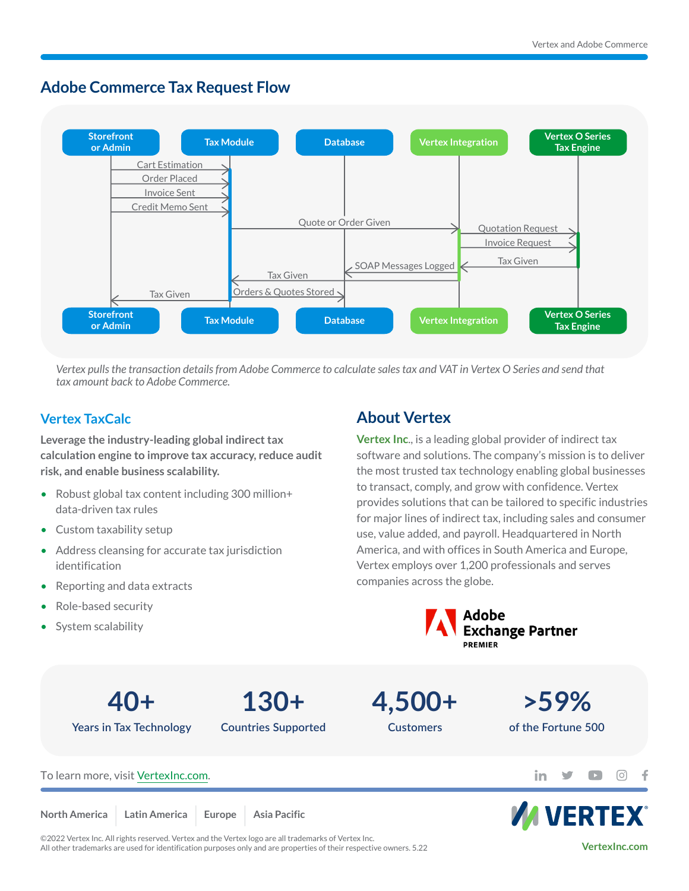## Adobe Commerce Tax Request Flow

Storefront or Admin
Tax Module
Database
Vertex Integration
Vertex O Series Tax Engine

Cart Estimation
Order Placed
Invoice Sent
Credit Memo Sent
Quote or Order Given
Quotation Request
Invoice Request
Tax Given
SOAP Messages Logged
Tax Given
Orders & Quotes Stored
Tax Given

Storefront or Admin
Tax Module
Database
Vertex Integration
Vertex O Series Tax Engine

*Vertex pulls the transaction details from Adobe Commerce to calculate sales tax and VAT in Vertex O Series and send that tax amount back to Adobe Commerce.*

### Vertex TaxCalc

**Leverage the industry-leading global indirect tax calculation engine to improve tax accuracy, reduce audit risk, and enable business scalability.**

- Robust global tax content including 300 million+ data-driven tax rules
- Custom taxability setup
- Address cleansing for accurate tax jurisdiction identification
- Reporting and data extracts
- Role-based security
- System scalability

## About Vertex

Vertex Inc., is a leading global provider of indirect tax software and solutions. The company's mission is to deliver the most trusted tax technology enabling global businesses to transact, comply, and grow with confidence. Vertex provides solutions that can be tailored to specific industries for major lines of indirect tax, including sales and consumer use, value added, and payroll. Headquartered in North America, and with offices in South America and Europe, Vertex employs over 1,200 professionals and serves companies across the globe.

Adobe Exchange Partner
PREMIER

**40+**
Years in Tax Technology

**130+**
Countries Supported

**4,500+**
Customers

**>59%**
of the Fortune 500

To learn more, visit VertexInc.com.

North America | Latin America | Europe | Asia Pacific

VERTEX

©2022 Vertex Inc. All rights reserved. Vertex and the Vertex logo are all trademarks of Vertex Inc.
All other trademarks are used for identification purposes only and are properties of their respective owners. 5.22

VertexInc.com